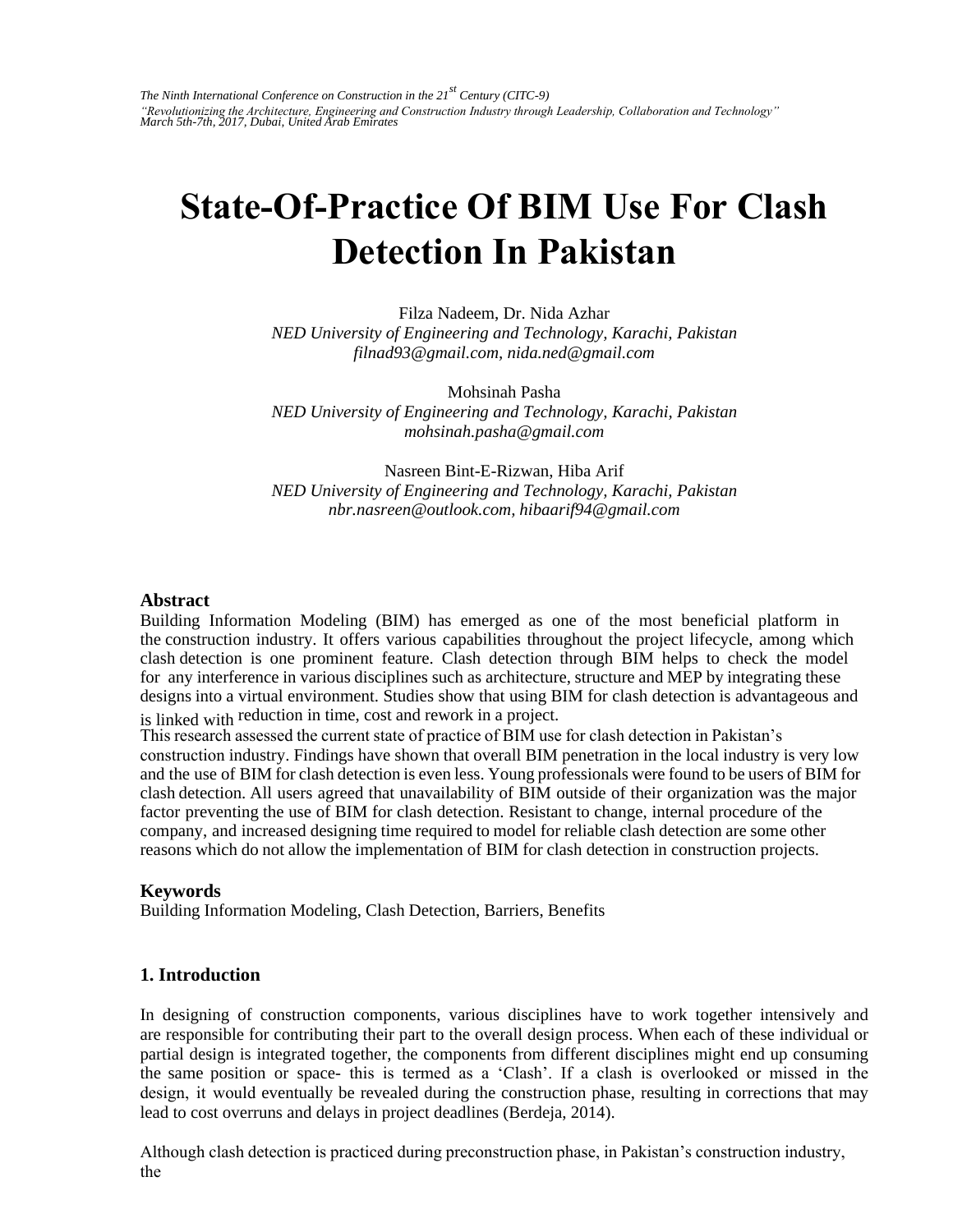# State-Of-Practice Of BIM Use For Clash Detection In Pakistan

Filza Nadeem, Dr. Nida Azhar
*NED University of Engineering and Technology, Karachi, Pakistan*
*filnad93@gmail.com, nida.ned@gmail.com*

Mohsinah Pasha
*NED University of Engineering and Technology, Karachi, Pakistan*
*mohsinah.pasha@gmail.com*

Nasreen Bint-E-Rizwan, Hiba Arif
*NED University of Engineering and Technology, Karachi, Pakistan*
*nbr.nasreen@outlook.com, hibaarif94@gmail.com*

### Abstract

Building Information Modeling (BIM) has emerged as one of the most beneficial platform in the construction industry. It offers various capabilities throughout the project lifecycle, among which clash detection is one prominent feature. Clash detection through BIM helps to check the model for any interference in various disciplines such as architecture, structure and MEP by integrating these designs into a virtual environment. Studies show that using BIM for clash detection is advantageous and is linked with reduction in time, cost and rework in a project.

This research assessed the current state of practice of BIM use for clash detection in Pakistan's construction industry. Findings have shown that overall BIM penetration in the local industry is very low and the use of BIM for clash detection is even less. Young professionals were found to be users of BIM for clash detection. All users agreed that unavailability of BIM outside of their organization was the major factor preventing the use of BIM for clash detection. Resistant to change, internal procedure of the company, and increased designing time required to model for reliable clash detection are some other reasons which do not allow the implementation of BIM for clash detection in construction projects.

### Keywords

Building Information Modeling, Clash Detection, Barriers, Benefits

## 1. Introduction

In designing of construction components, various disciplines have to work together intensively and are responsible for contributing their part to the overall design process. When each of these individual or partial design is integrated together, the components from different disciplines might end up consuming the same position or space- this is termed as a 'Clash'. If a clash is overlooked or missed in the design, it would eventually be revealed during the construction phase, resulting in corrections that may lead to cost overruns and delays in project deadlines (Berdeja, 2014).

Although clash detection is practiced during preconstruction phase, in Pakistan's construction industry, the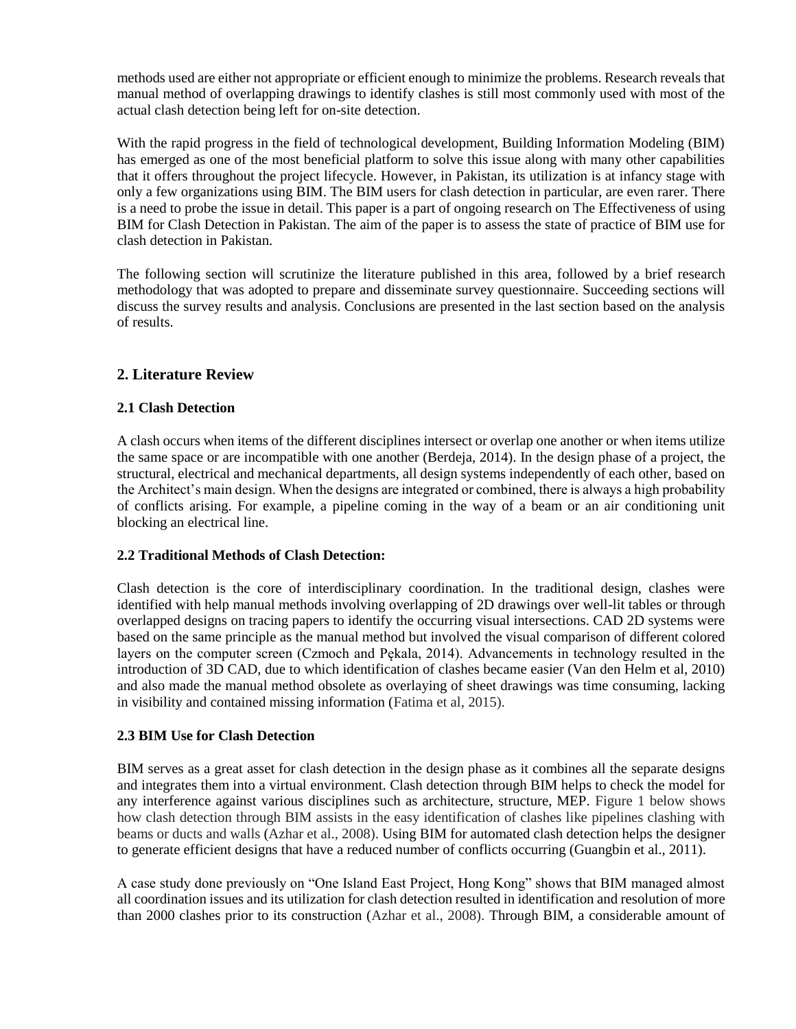methods used are either not appropriate or efficient enough to minimize the problems. Research reveals that manual method of overlapping drawings to identify clashes is still most commonly used with most of the actual clash detection being left for on-site detection.

With the rapid progress in the field of technological development, Building Information Modeling (BIM) has emerged as one of the most beneficial platform to solve this issue along with many other capabilities that it offers throughout the project lifecycle. However, in Pakistan, its utilization is at infancy stage with only a few organizations using BIM. The BIM users for clash detection in particular, are even rarer. There is a need to probe the issue in detail. This paper is a part of ongoing research on The Effectiveness of using BIM for Clash Detection in Pakistan. The aim of the paper is to assess the state of practice of BIM use for clash detection in Pakistan.

The following section will scrutinize the literature published in this area, followed by a brief research methodology that was adopted to prepare and disseminate survey questionnaire. Succeeding sections will discuss the survey results and analysis. Conclusions are presented in the last section based on the analysis of results.

## 2. Literature Review

### 2.1 Clash Detection

A clash occurs when items of the different disciplines intersect or overlap one another or when items utilize the same space or are incompatible with one another (Berdeja, 2014). In the design phase of a project, the structural, electrical and mechanical departments, all design systems independently of each other, based on the Architect's main design. When the designs are integrated or combined, there is always a high probability of conflicts arising. For example, a pipeline coming in the way of a beam or an air conditioning unit blocking an electrical line.

### 2.2 Traditional Methods of Clash Detection:

Clash detection is the core of interdisciplinary coordination. In the traditional design, clashes were identified with help manual methods involving overlapping of 2D drawings over well-lit tables or through overlapped designs on tracing papers to identify the occurring visual intersections. CAD 2D systems were based on the same principle as the manual method but involved the visual comparison of different colored layers on the computer screen (Czmoch and Pękala, 2014). Advancements in technology resulted in the introduction of 3D CAD, due to which identification of clashes became easier (Van den Helm et al, 2010) and also made the manual method obsolete as overlaying of sheet drawings was time consuming, lacking in visibility and contained missing information (Fatima et al, 2015).

### 2.3 BIM Use for Clash Detection

BIM serves as a great asset for clash detection in the design phase as it combines all the separate designs and integrates them into a virtual environment. Clash detection through BIM helps to check the model for any interference against various disciplines such as architecture, structure, MEP. Figure 1 below shows how clash detection through BIM assists in the easy identification of clashes like pipelines clashing with beams or ducts and walls (Azhar et al., 2008). Using BIM for automated clash detection helps the designer to generate efficient designs that have a reduced number of conflicts occurring (Guangbin et al., 2011).

A case study done previously on "One Island East Project, Hong Kong" shows that BIM managed almost all coordination issues and its utilization for clash detection resulted in identification and resolution of more than 2000 clashes prior to its construction (Azhar et al., 2008). Through BIM, a considerable amount of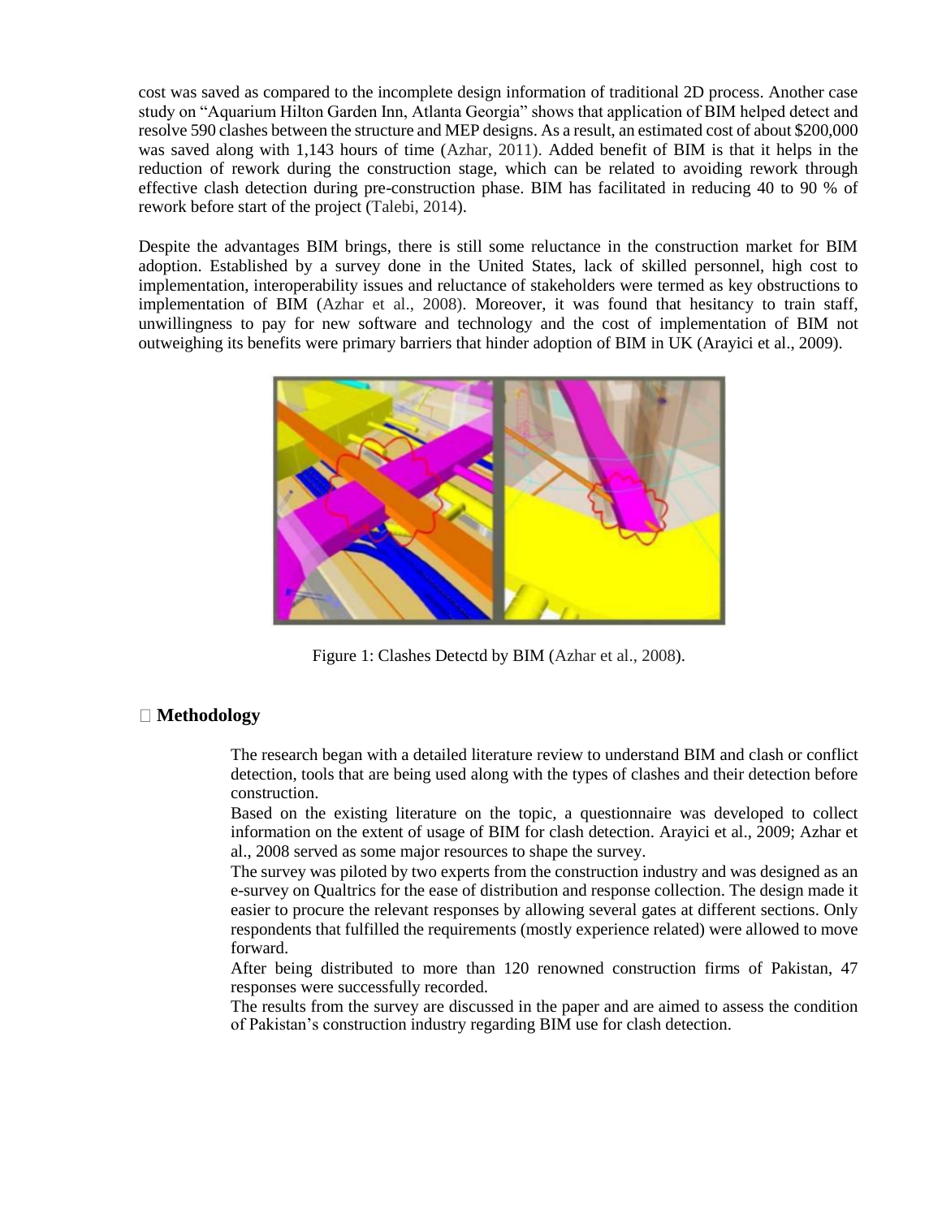cost was saved as compared to the incomplete design information of traditional 2D process. Another case study on "Aquarium Hilton Garden Inn, Atlanta Georgia" shows that application of BIM helped detect and resolve 590 clashes between the structure and MEP designs. As a result, an estimated cost of about $200,000 was saved along with 1,143 hours of time (Azhar, 2011). Added benefit of BIM is that it helps in the reduction of rework during the construction stage, which can be related to avoiding rework through effective clash detection during pre-construction phase. BIM has facilitated in reducing 40 to 90 % of rework before start of the project (Talebi, 2014).

Despite the advantages BIM brings, there is still some reluctance in the construction market for BIM adoption. Established by a survey done in the United States, lack of skilled personnel, high cost to implementation, interoperability issues and reluctance of stakeholders were termed as key obstructions to implementation of BIM (Azhar et al., 2008). Moreover, it was found that hesitancy to train staff, unwillingness to pay for new software and technology and the cost of implementation of BIM not outweighing its benefits were primary barriers that hinder adoption of BIM in UK (Arayici et al., 2009).

Figure 1: Clashes Detectd by BIM (Azhar et al., 2008).

## Methodology

- The research began with a detailed literature review to understand BIM and clash or conflict detection, tools that are being used along with the types of clashes and their detection before construction.
- Based on the existing literature on the topic, a questionnaire was developed to collect information on the extent of usage of BIM for clash detection. Arayici et al., 2009; Azhar et al., 2008 served as some major resources to shape the survey.
- The survey was piloted by two experts from the construction industry and was designed as an e-survey on Qualtrics for the ease of distribution and response collection. The design made it easier to procure the relevant responses by allowing several gates at different sections. Only respondents that fulfilled the requirements (mostly experience related) were allowed to move forward.
- After being distributed to more than 120 renowned construction firms of Pakistan, 47 responses were successfully recorded.
- The results from the survey are discussed in the paper and are aimed to assess the condition of Pakistan's construction industry regarding BIM use for clash detection.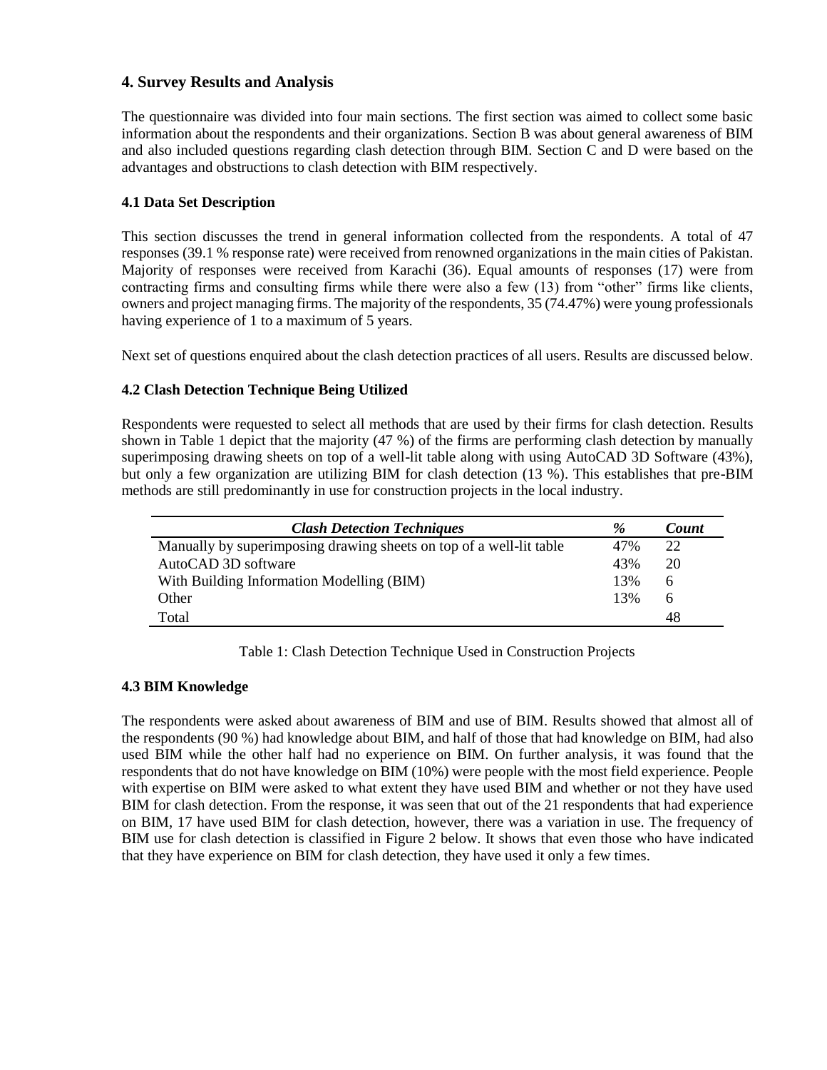## 4. Survey Results and Analysis

The questionnaire was divided into four main sections. The first section was aimed to collect some basic information about the respondents and their organizations. Section B was about general awareness of BIM and also included questions regarding clash detection through BIM. Section C and D were based on the advantages and obstructions to clash detection with BIM respectively.

### 4.1 Data Set Description

This section discusses the trend in general information collected from the respondents. A total of 47 responses (39.1 % response rate) were received from renowned organizations in the main cities of Pakistan. Majority of responses were received from Karachi (36). Equal amounts of responses (17) were from contracting firms and consulting firms while there were also a few (13) from "other" firms like clients, owners and project managing firms. The majority of the respondents, 35 (74.47%) were young professionals having experience of 1 to a maximum of 5 years.

Next set of questions enquired about the clash detection practices of all users. Results are discussed below.

### 4.2 Clash Detection Technique Being Utilized

Respondents were requested to select all methods that are used by their firms for clash detection. Results shown in Table 1 depict that the majority (47 %) of the firms are performing clash detection by manually superimposing drawing sheets on top of a well-lit table along with using AutoCAD 3D Software (43%), but only a few organization are utilizing BIM for clash detection (13 %). This establishes that pre-BIM methods are still predominantly in use for construction projects in the local industry.

| ***Clash Detection Techniques*** | *%* | ***Count*** |
|---|---|---|
| Manually by superimposing drawing sheets on top of a well-lit table | 47% | 22 |
| AutoCAD 3D software | 43% | 20 |
| With Building Information Modelling (BIM) | 13% | 6 |
| Other | 13% | 6 |
| Total | | 48 |

Table 1: Clash Detection Technique Used in Construction Projects

### 4.3 BIM Knowledge

The respondents were asked about awareness of BIM and use of BIM. Results showed that almost all of the respondents (90 %) had knowledge about BIM, and half of those that had knowledge on BIM, had also used BIM while the other half had no experience on BIM. On further analysis, it was found that the respondents that do not have knowledge on BIM (10%) were people with the most field experience. People with expertise on BIM were asked to what extent they have used BIM and whether or not they have used BIM for clash detection. From the response, it was seen that out of the 21 respondents that had experience on BIM, 17 have used BIM for clash detection, however, there was a variation in use. The frequency of BIM use for clash detection is classified in Figure 2 below. It shows that even those who have indicated that they have experience on BIM for clash detection, they have used it only a few times.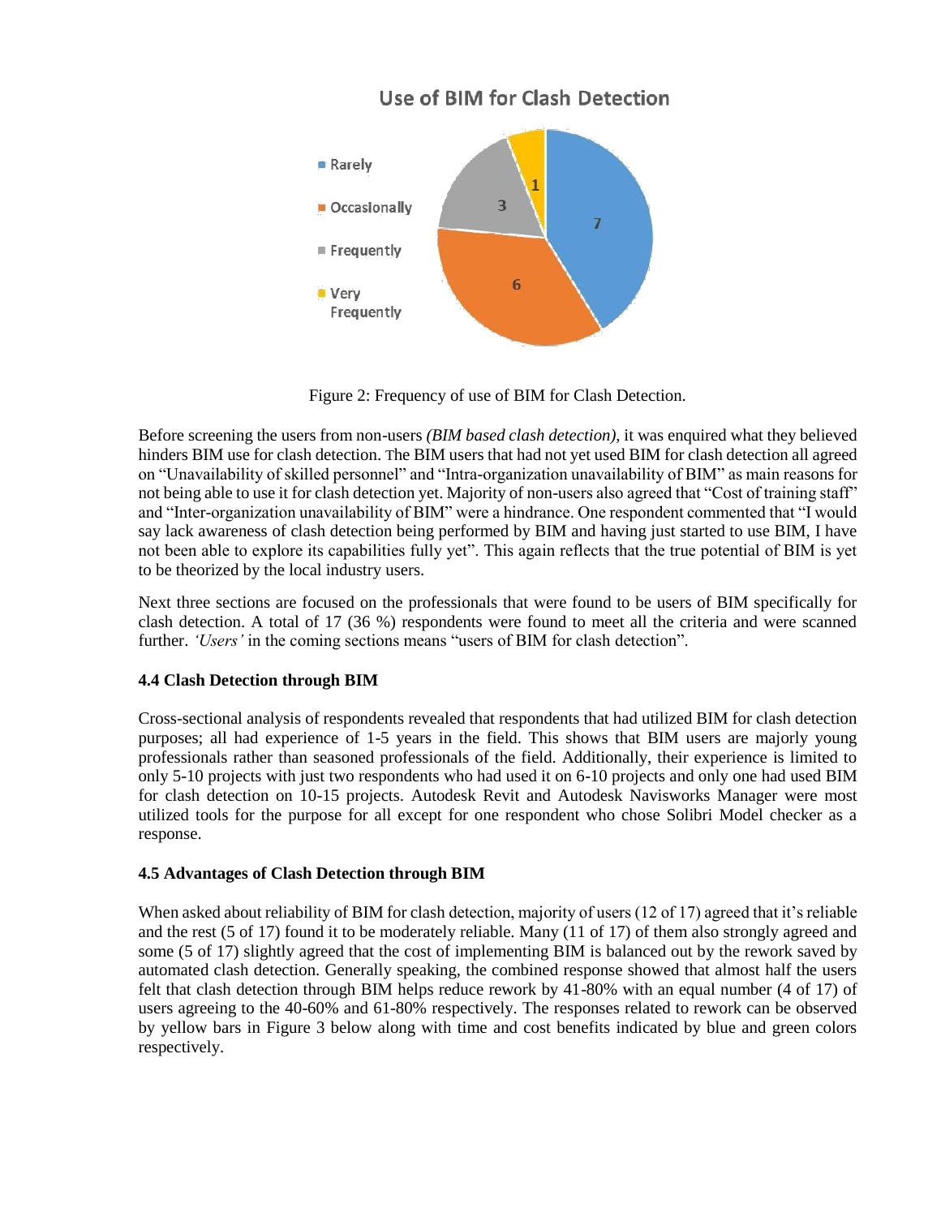Use of BIM for Clash Detection

- Rarely: 7
- Occasionally: 6
- Frequently: 3
- Very Frequently: 1

Figure 2: Frequency of use of BIM for Clash Detection.

Before screening the users from non-users *(BIM based clash detection),* it was enquired what they believed hinders BIM use for clash detection. The BIM users that had not yet used BIM for clash detection all agreed on "Unavailability of skilled personnel" and "Intra-organization unavailability of BIM" as main reasons for not being able to use it for clash detection yet. Majority of non-users also agreed that "Cost of training staff" and "Inter-organization unavailability of BIM" were a hindrance. One respondent commented that "I would say lack awareness of clash detection being performed by BIM and having just started to use BIM, I have not been able to explore its capabilities fully yet". This again reflects that the true potential of BIM is yet to be theorized by the local industry users.

Next three sections are focused on the professionals that were found to be users of BIM specifically for clash detection. A total of 17 (36 %) respondents were found to meet all the criteria and were scanned further. *'Users'* in the coming sections means "users of BIM for clash detection".

### 4.4 Clash Detection through BIM

Cross-sectional analysis of respondents revealed that respondents that had utilized BIM for clash detection purposes; all had experience of 1-5 years in the field. This shows that BIM users are majorly young professionals rather than seasoned professionals of the field. Additionally, their experience is limited to only 5-10 projects with just two respondents who had used it on 6-10 projects and only one had used BIM for clash detection on 10-15 projects. Autodesk Revit and Autodesk Navisworks Manager were most utilized tools for the purpose for all except for one respondent who chose Solibri Model checker as a response.

### 4.5 Advantages of Clash Detection through BIM

When asked about reliability of BIM for clash detection, majority of users (12 of 17) agreed that it's reliable and the rest (5 of 17) found it to be moderately reliable. Many (11 of 17) of them also strongly agreed and some (5 of 17) slightly agreed that the cost of implementing BIM is balanced out by the rework saved by automated clash detection. Generally speaking, the combined response showed that almost half the users felt that clash detection through BIM helps reduce rework by 41-80% with an equal number (4 of 17) of users agreeing to the 40-60% and 61-80% respectively. The responses related to rework can be observed by yellow bars in Figure 3 below along with time and cost benefits indicated by blue and green colors respectively.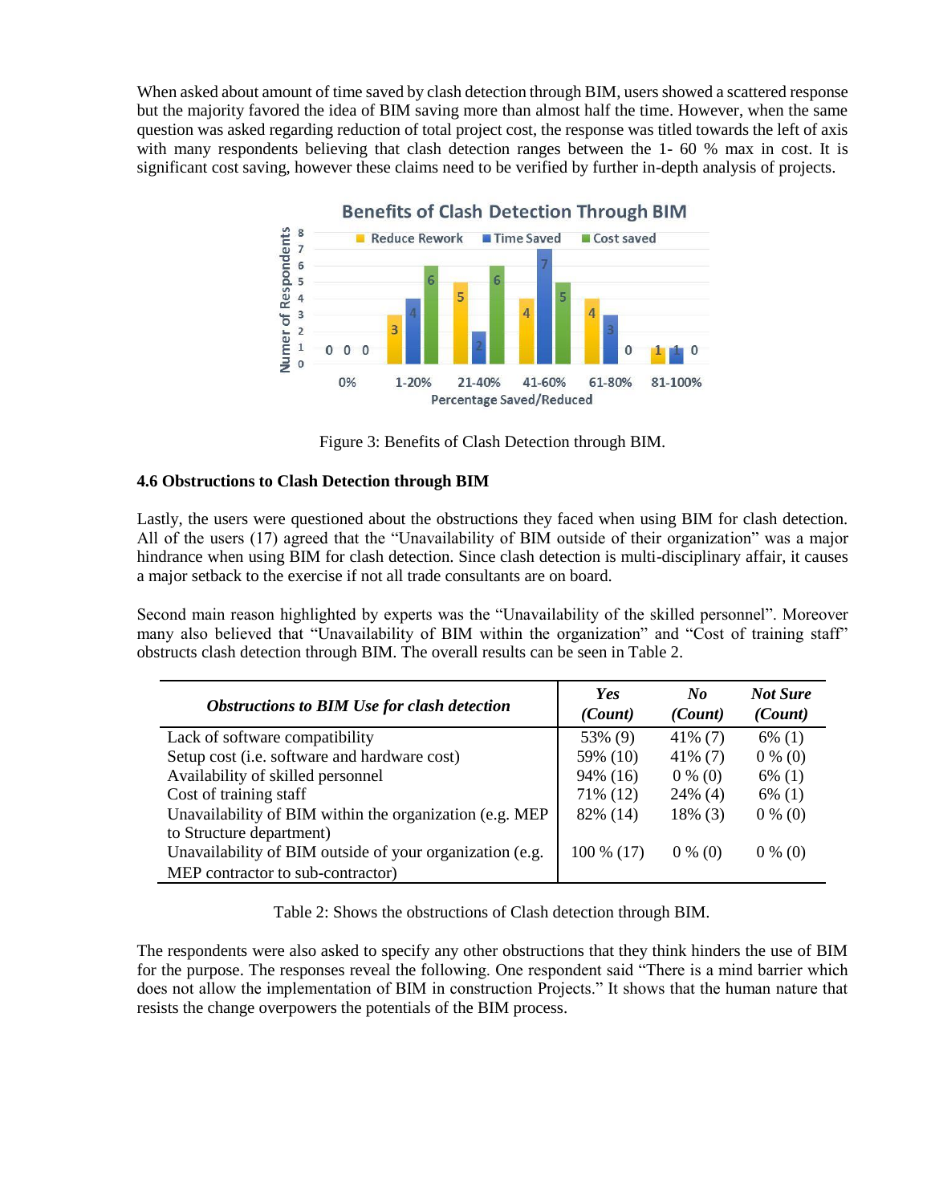When asked about amount of time saved by clash detection through BIM, users showed a scattered response but the majority favored the idea of BIM saving more than almost half the time. However, when the same question was asked regarding reduction of total project cost, the response was titled towards the left of axis with many respondents believing that clash detection ranges between the 1- 60 % max in cost. It is significant cost saving, however these claims need to be verified by further in-depth analysis of projects.

Figure 3: Benefits of Clash Detection through BIM.

### 4.6 Obstructions to Clash Detection through BIM

Lastly, the users were questioned about the obstructions they faced when using BIM for clash detection. All of the users (17) agreed that the "Unavailability of BIM outside of their organization" was a major hindrance when using BIM for clash detection. Since clash detection is multi-disciplinary affair, it causes a major setback to the exercise if not all trade consultants are on board.

Second main reason highlighted by experts was the "Unavailability of the skilled personnel". Moreover many also believed that "Unavailability of BIM within the organization" and "Cost of training staff" obstructs clash detection through BIM. The overall results can be seen in Table 2.

| *Obstructions to BIM Use for clash detection* | *Yes (Count)* | *No (Count)* | *Not Sure (Count)* |
|---|---|---|---|
| Lack of software compatibility | 53% (9) | 41% (7) | 6% (1) |
| Setup cost (i.e. software and hardware cost) | 59% (10) | 41% (7) | 0 % (0) |
| Availability of skilled personnel | 94% (16) | 0 % (0) | 6% (1) |
| Cost of training staff | 71% (12) | 24% (4) | 6% (1) |
| Unavailability of BIM within the organization (e.g. MEP to Structure department) | 82% (14) | 18% (3) | 0 % (0) |
| Unavailability of BIM outside of your organization (e.g. MEP contractor to sub-contractor) | 100 % (17) | 0 % (0) | 0 % (0) |

Table 2: Shows the obstructions of Clash detection through BIM.

The respondents were also asked to specify any other obstructions that they think hinders the use of BIM for the purpose. The responses reveal the following. One respondent said "There is a mind barrier which does not allow the implementation of BIM in construction Projects." It shows that the human nature that resists the change overpowers the potentials of the BIM process.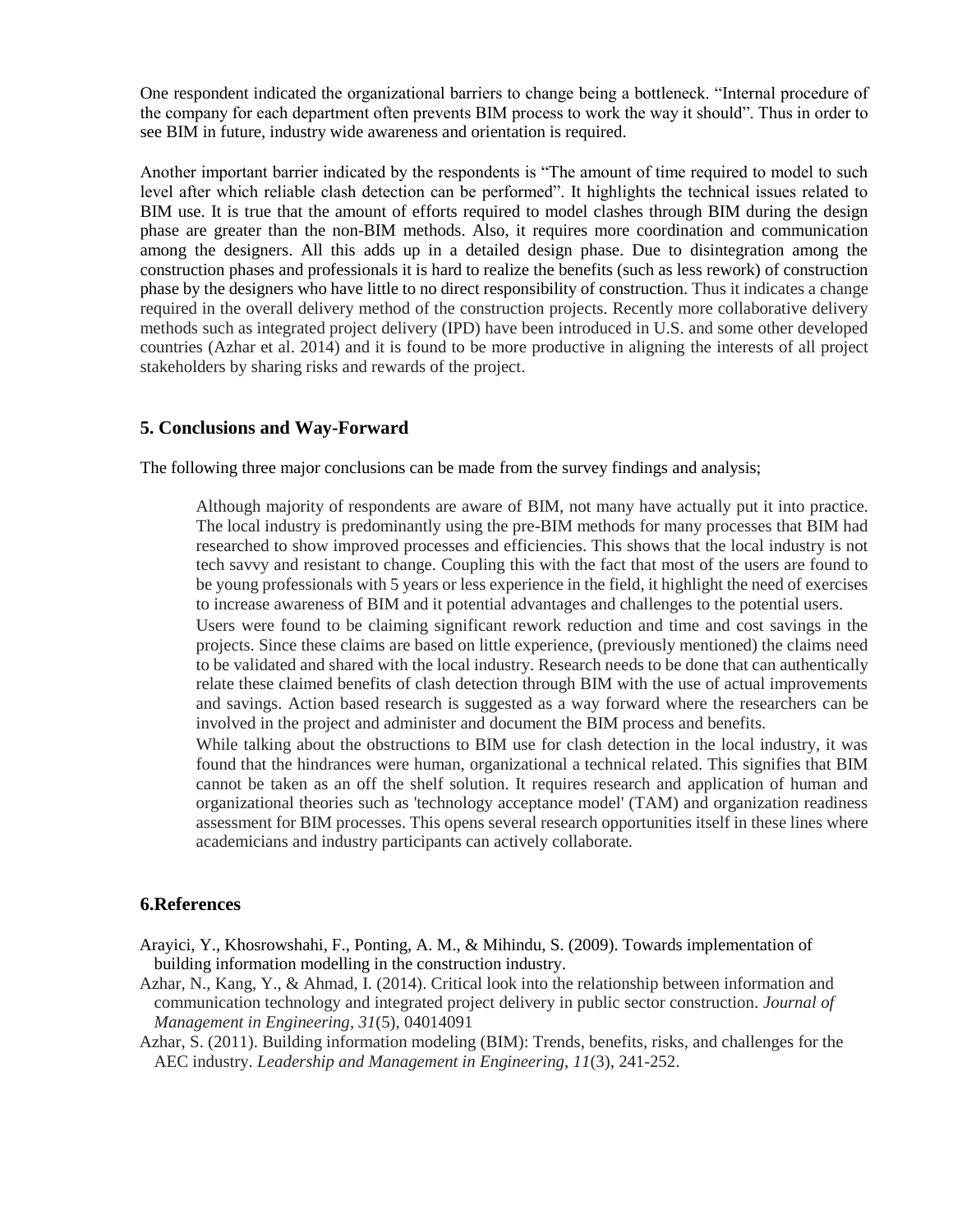One respondent indicated the organizational barriers to change being a bottleneck. "Internal procedure of the company for each department often prevents BIM process to work the way it should". Thus in order to see BIM in future, industry wide awareness and orientation is required.

Another important barrier indicated by the respondents is "The amount of time required to model to such level after which reliable clash detection can be performed". It highlights the technical issues related to BIM use. It is true that the amount of efforts required to model clashes through BIM during the design phase are greater than the non-BIM methods. Also, it requires more coordination and communication among the designers. All this adds up in a detailed design phase. Due to disintegration among the construction phases and professionals it is hard to realize the benefits (such as less rework) of construction phase by the designers who have little to no direct responsibility of construction. Thus it indicates a change required in the overall delivery method of the construction projects. Recently more collaborative delivery methods such as integrated project delivery (IPD) have been introduced in U.S. and some other developed countries (Azhar et al. 2014) and it is found to be more productive in aligning the interests of all project stakeholders by sharing risks and rewards of the project.

## 5. Conclusions and Way-Forward

The following three major conclusions can be made from the survey findings and analysis;

Although majority of respondents are aware of BIM, not many have actually put it into practice. The local industry is predominantly using the pre-BIM methods for many processes that BIM had researched to show improved processes and efficiencies. This shows that the local industry is not tech savvy and resistant to change. Coupling this with the fact that most of the users are found to be young professionals with 5 years or less experience in the field, it highlight the need of exercises to increase awareness of BIM and it potential advantages and challenges to the potential users.

Users were found to be claiming significant rework reduction and time and cost savings in the projects. Since these claims are based on little experience, (previously mentioned) the claims need to be validated and shared with the local industry. Research needs to be done that can authentically relate these claimed benefits of clash detection through BIM with the use of actual improvements and savings. Action based research is suggested as a way forward where the researchers can be involved in the project and administer and document the BIM process and benefits.

While talking about the obstructions to BIM use for clash detection in the local industry, it was found that the hindrances were human, organizational a technical related. This signifies that BIM cannot be taken as an off the shelf solution. It requires research and application of human and organizational theories such as 'technology acceptance model' (TAM) and organization readiness assessment for BIM processes. This opens several research opportunities itself in these lines where academicians and industry participants can actively collaborate.

## 6.References

Arayici, Y., Khosrowshahi, F., Ponting, A. M., & Mihindu, S. (2009). Towards implementation of building information modelling in the construction industry.

Azhar, N., Kang, Y., & Ahmad, I. (2014). Critical look into the relationship between information and communication technology and integrated project delivery in public sector construction. *Journal of Management in Engineering*, *31*(5), 04014091

Azhar, S. (2011). Building information modeling (BIM): Trends, benefits, risks, and challenges for the AEC industry. *Leadership and Management in Engineering*, *11*(3), 241-252.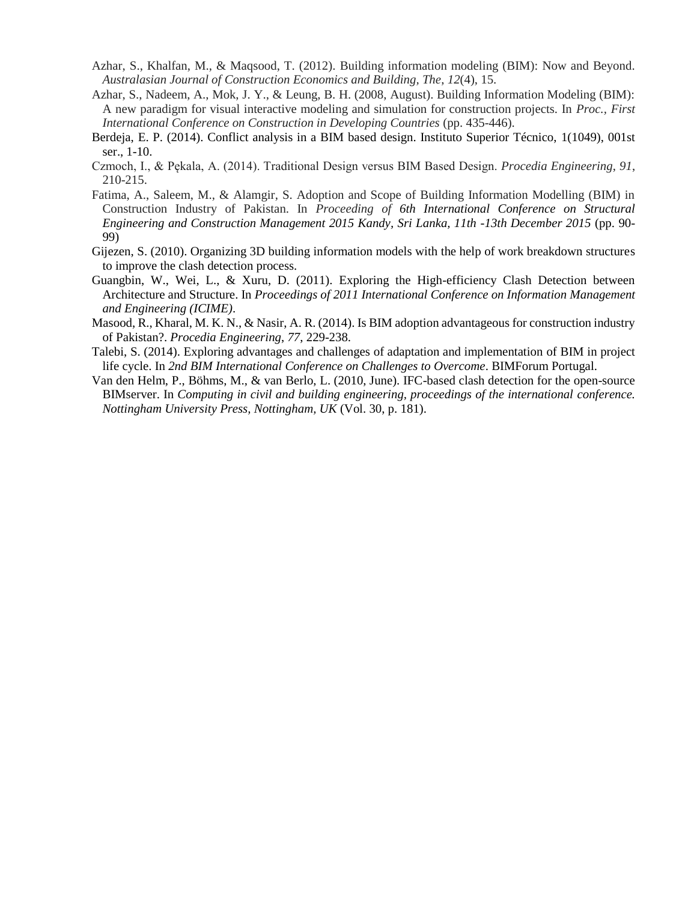Azhar, S., Khalfan, M., & Maqsood, T. (2012). Building information modeling (BIM): Now and Beyond. *Australasian Journal of Construction Economics and Building, The, 12*(4), 15.

Azhar, S., Nadeem, A., Mok, J. Y., & Leung, B. H. (2008, August). Building Information Modeling (BIM): A new paradigm for visual interactive modeling and simulation for construction projects. In *Proc., First International Conference on Construction in Developing Countries* (pp. 435-446).

Berdeja, E. P. (2014). Conflict analysis in a BIM based design. Instituto Superior Técnico, 1(1049), 001st ser., 1-10.

Czmoch, I., & Pękala, A. (2014). Traditional Design versus BIM Based Design. *Procedia Engineering, 91*, 210-215.

Fatima, A., Saleem, M., & Alamgir, S. Adoption and Scope of Building Information Modelling (BIM) in Construction Industry of Pakistan. In *Proceeding of 6th International Conference on Structural Engineering and Construction Management 2015 Kandy, Sri Lanka, 11th -13th December 2015* (pp. 90-99)

Gijezen, S. (2010). Organizing 3D building information models with the help of work breakdown structures to improve the clash detection process.

Guangbin, W., Wei, L., & Xuru, D. (2011). Exploring the High-efficiency Clash Detection between Architecture and Structure. In *Proceedings of 2011 International Conference on Information Management and Engineering (ICIME)*.

Masood, R., Kharal, M. K. N., & Nasir, A. R. (2014). Is BIM adoption advantageous for construction industry of Pakistan?. *Procedia Engineering, 77*, 229-238.

Talebi, S. (2014). Exploring advantages and challenges of adaptation and implementation of BIM in project life cycle. In *2nd BIM International Conference on Challenges to Overcome*. BIMForum Portugal.

Van den Helm, P., Böhms, M., & van Berlo, L. (2010, June). IFC-based clash detection for the open-source BIMserver. In *Computing in civil and building engineering, proceedings of the international conference. Nottingham University Press, Nottingham, UK* (Vol. 30, p. 181).